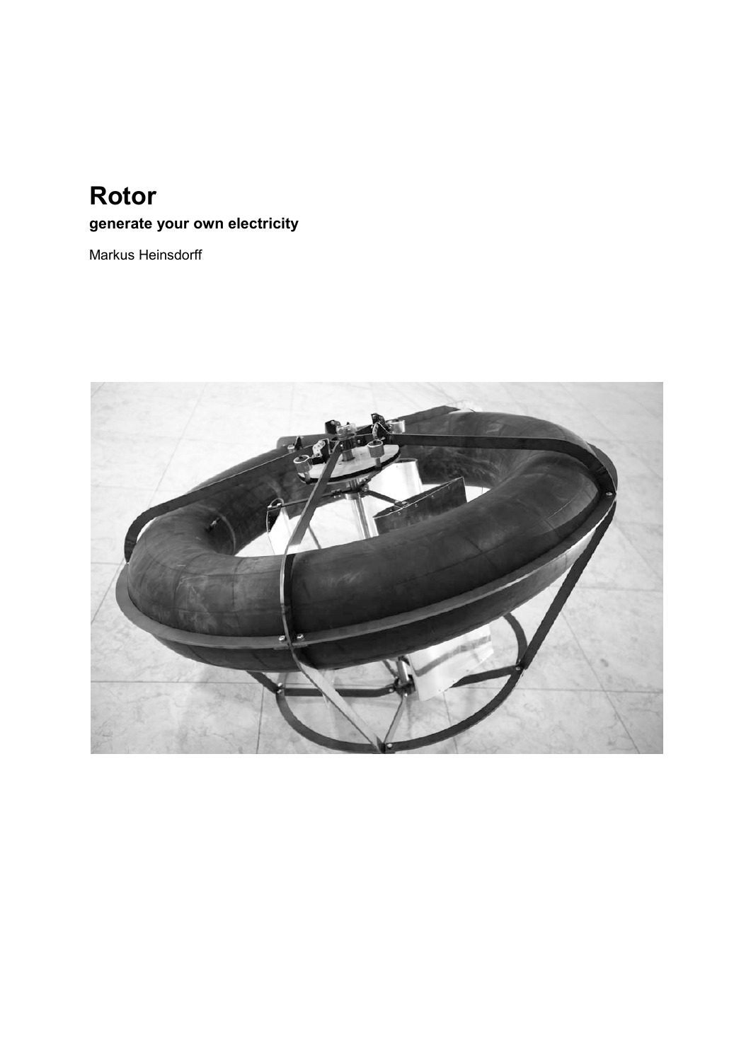# Rotor

**generate your own electricity**

Markus Heinsdorff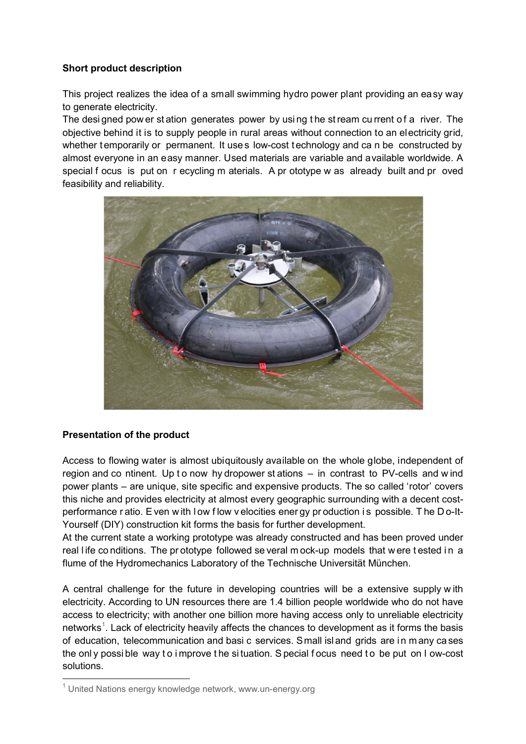**Short product description**

This project realizes the idea of a small swimming hydro power plant providing an easy way to generate electricity.
The designed power station generates power by using the stream current of a river. The objective behind it is to supply people in rural areas without connection to an electricity grid, whether temporarily or permanent. It uses low-cost technology and can be constructed by almost everyone in an easy manner. Used materials are variable and available worldwide. A special focus is put on recycling materials. A prototype was already built and proved feasibility and reliability.

**Presentation of the product**

Access to flowing water is almost ubiquitously available on the whole globe, independent of region and continent. Up to now hydropower stations – in contrast to PV-cells and wind power plants – are unique, site specific and expensive products. The so called 'rotor' covers this niche and provides electricity at almost every geographic surrounding with a decent cost-performance ratio. Even with low flow velocities energy production is possible. The Do-It-Yourself (DIY) construction kit forms the basis for further development.
At the current state a working prototype was already constructed and has been proved under real life conditions. The prototype followed several mock-up models that were tested in a flume of the Hydromechanics Laboratory of the Technische Universität München.

A central challenge for the future in developing countries will be a extensive supply with electricity. According to UN resources there are 1.4 billion people worldwide who do not have access to electricity; with another one billion more having access only to unreliable electricity networks[1]. Lack of electricity heavily affects the chances to development as it forms the basis of education, telecommunication and basic services. Small island grids are in many cases the only possible way to improve the situation. Special focus need to be put on low-cost solutions.

[1] United Nations energy knowledge network, www.un-energy.org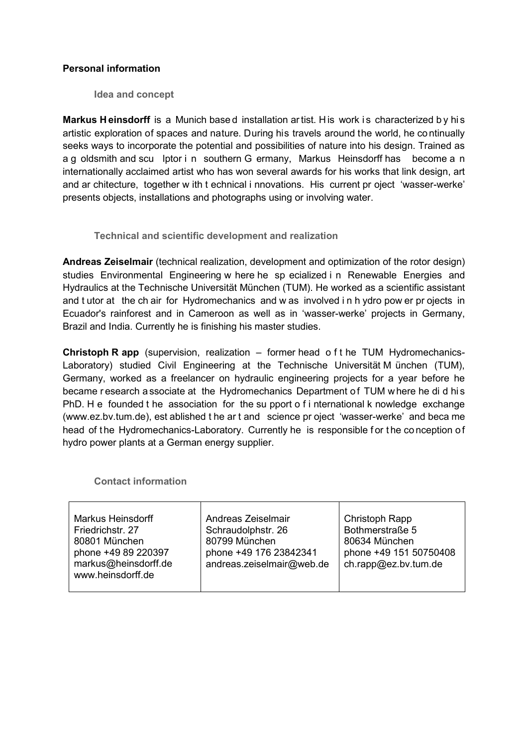**Personal information**

### Idea and concept

**Markus Heinsdorff** is a Munich based installation artist. His work is characterized by his artistic exploration of spaces and nature. During his travels around the world, he continually seeks ways to incorporate the potential and possibilities of nature into his design. Trained as a goldsmith and sculptor in southern Germany, Markus Heinsdorff has become an internationally acclaimed artist who has won several awards for his works that link design, art and architecture, together with technical innovations. His current project 'wasser-werke' presents objects, installations and photographs using or involving water.

### Technical and scientific development and realization

**Andreas Zeiselmair** (technical realization, development and optimization of the rotor design) studies Environmental Engineering where he specialized in Renewable Energies and Hydraulics at the Technische Universität München (TUM). He worked as a scientific assistant and tutor at the chair for Hydromechanics and was involved in hydro power projects in Ecuador's rainforest and in Cameroon as well as in 'wasser-werke' projects in Germany, Brazil and India. Currently he is finishing his master studies.

**Christoph Rapp** (supervision, realization – former head of the TUM Hydromechanics-Laboratory) studied Civil Engineering at the Technische Universität München (TUM), Germany, worked as a freelancer on hydraulic engineering projects for a year before he became research associate at the Hydromechanics Department of TUM where he did his PhD. He founded the association for the support of international knowledge exchange (www.ez.bv.tum.de), established the art and science project 'wasser-werke' and became head of the Hydromechanics-Laboratory. Currently he is responsible for the conception of hydro power plants at a German energy supplier.

### Contact information

| Markus Heinsdorff | Andreas Zeiselmair | Christoph Rapp |
|---|---|---|
| Friedrichstr. 27 | Schraudolphstr. 26 | Bothmerstraße 5 |
| 80801 München | 80799 München | 80634 München |
| phone +49 89 220397 | phone +49 176 23842341 | phone +49 151 50750408 |
| markus@heinsdorff.de | andreas.zeiselmair@web.de | ch.rapp@ez.bv.tum.de |
| www.heinsdorff.de | | |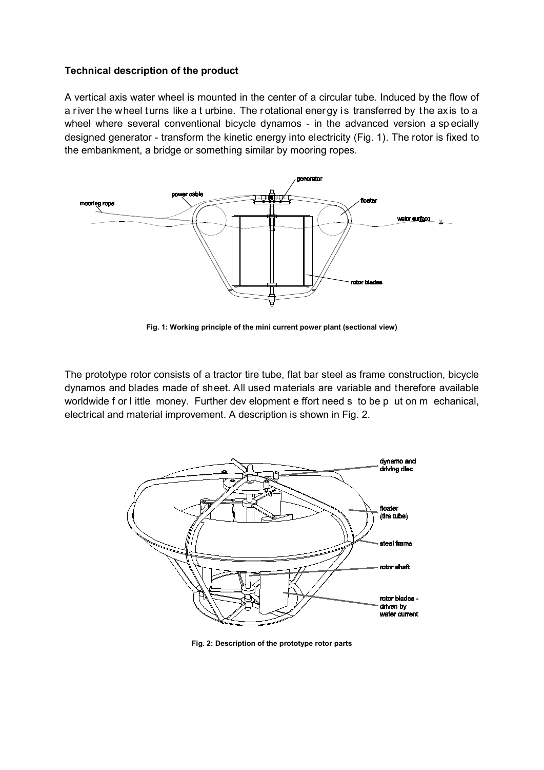**Technical description of the product**

A vertical axis water wheel is mounted in the center of a circular tube. Induced by the flow of a river the wheel turns like a turbine. The rotational energy is transferred by the axis to a wheel where several conventional bicycle dynamos - in the advanced version a specially designed generator - transform the kinetic energy into electricity (Fig. 1). The rotor is fixed to the embankment, a bridge or something similar by mooring ropes.

**Fig. 1: Working principle of the mini current power plant (sectional view)**

The prototype rotor consists of a tractor tire tube, flat bar steel as frame construction, bicycle dynamos and blades made of sheet. All used materials are variable and therefore available worldwide for little money. Further development effort needs to be put on mechanical, electrical and material improvement. A description is shown in Fig. 2.

**Fig. 2: Description of the prototype rotor parts**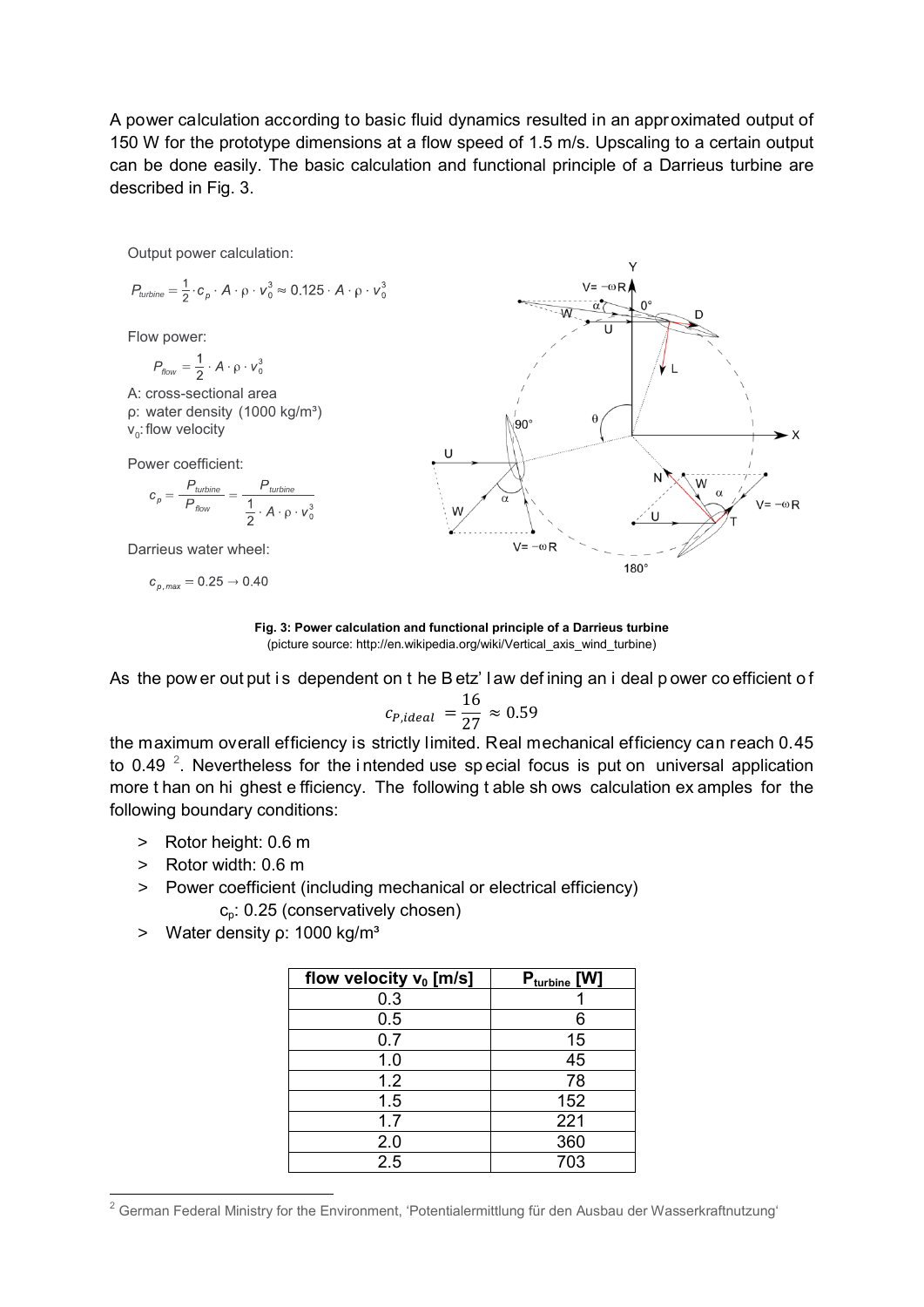A power calculation according to basic fluid dynamics resulted in an approximated output of 150 W for the prototype dimensions at a flow speed of 1.5 m/s. Upscaling to a certain output can be done easily. The basic calculation and functional principle of a Darrieus turbine are described in Fig. 3.

Output power calculation:

$$P_{turbine} = \frac{1}{2} \cdot c_p \cdot A \cdot \rho \cdot v_0^3 \approx 0.125 \cdot A \cdot \rho \cdot v_0^3$$

Flow power:

$$P_{flow} = \frac{1}{2} \cdot A \cdot \rho \cdot v_0^3$$

A: cross-sectional area
ρ: water density (1000 kg/m³)
$v_0$: flow velocity

Power coefficient:

$$c_p = \frac{P_{turbine}}{P_{flow}} = \frac{P_{turbine}}{\frac{1}{2} \cdot A \cdot \rho \cdot v_0^3}$$

Darrieus water wheel:

$$c_{p,max} = 0.25 \rightarrow 0.40$$

**Fig. 3: Power calculation and functional principle of a Darrieus turbine**
(picture source: http://en.wikipedia.org/wiki/Vertical_axis_wind_turbine)

As the power output is dependent on the Betz' law defining an ideal power coefficient of

$$c_{P,ideal} = \frac{16}{27} \approx 0.59$$

the maximum overall efficiency is strictly limited. Real mechanical efficiency can reach 0.45 to 0.49 [2]. Nevertheless for the intended use special focus is put on universal application more than on highest efficiency. The following table shows calculation examples for the following boundary conditions:

- Rotor height: 0.6 m
- Rotor width: 0.6 m
- Power coefficient (including mechanical or electrical efficiency)
  $c_p$: 0.25 (conservatively chosen)
- Water density ρ: 1000 kg/m³

| flow velocity $v_0$ [m/s] | $P_{turbine}$ [W] |
|---|---|
| 0.3 | 1 |
| 0.5 | 6 |
| 0.7 | 15 |
| 1.0 | 45 |
| 1.2 | 78 |
| 1.5 | 152 |
| 1.7 | 221 |
| 2.0 | 360 |
| 2.5 | 703 |

[2] German Federal Ministry for the Environment, 'Potentialermittlung für den Ausbau der Wasserkraftnutzung'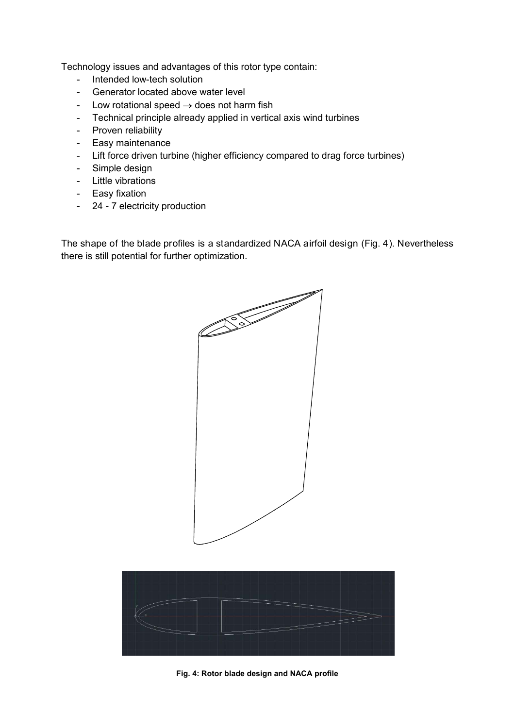Technology issues and advantages of this rotor type contain:

- Intended low-tech solution
- Generator located above water level
- Low rotational speed → does not harm fish
- Technical principle already applied in vertical axis wind turbines
- Proven reliability
- Easy maintenance
- Lift force driven turbine (higher efficiency compared to drag force turbines)
- Simple design
- Little vibrations
- Easy fixation
- 24 - 7 electricity production

The shape of the blade profiles is a standardized NACA airfoil design (Fig. 4). Nevertheless there is still potential for further optimization.

**Fig. 4: Rotor blade design and NACA profile**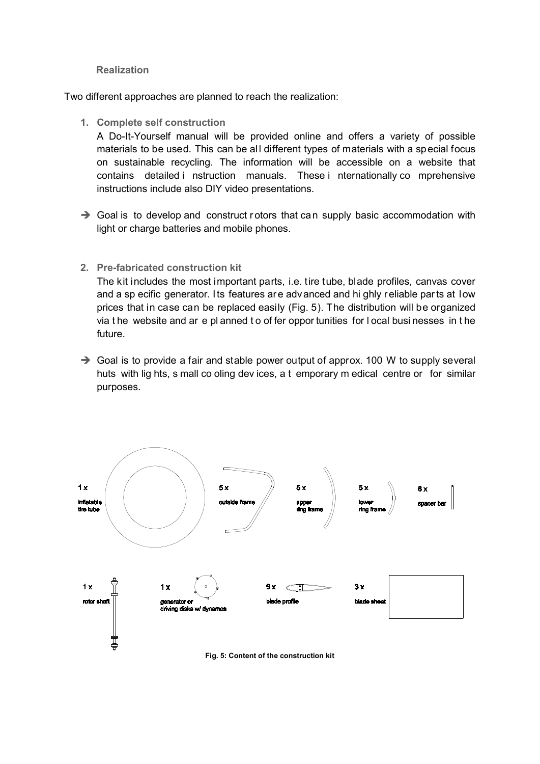### Realization

Two different approaches are planned to reach the realization:

1. **Complete self construction**

   A Do-It-Yourself manual will be provided online and offers a variety of possible materials to be used. This can be all different types of materials with a special focus on sustainable recycling. The information will be accessible on a website that contains detailed instruction manuals. These internationally comprehensive instructions include also DIY video presentations.

➔ Goal is to develop and construct rotors that can supply basic accommodation with light or charge batteries and mobile phones.

2. **Pre-fabricated construction kit**

   The kit includes the most important parts, i.e. tire tube, blade profiles, canvas cover and a specific generator. Its features are advanced and highly reliable parts at low prices that in case can be replaced easily (Fig. 5). The distribution will be organized via the website and are planned to offer opportunities for local businesses in the future.

➔ Goal is to provide a fair and stable power output of approx. 100 W to supply several huts with lights, small cooling devices, a temporary medical centre or for similar purposes.

1 x inflatable tire tube; 5 x outside frame; 5 x upper ring frame; 5 x lower ring frame; 6 x spacer bar; 1 x rotor shaft; 1 x generator or driving disks w/ dynamos; 9 x blade profile; 3 x blade sheet

**Fig. 5: Content of the construction kit**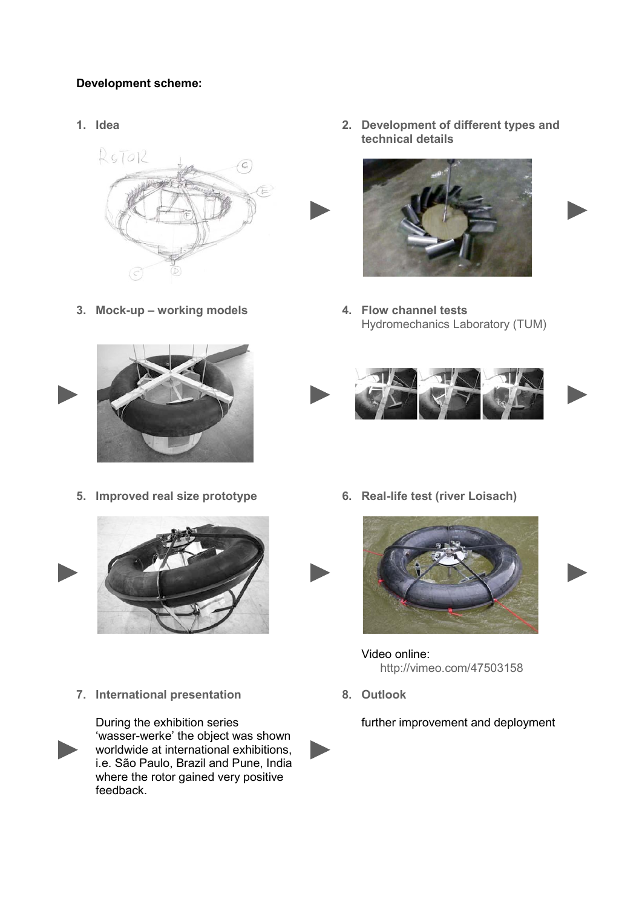**Development scheme:**

1. **Idea**

2. **Development of different types and technical details**

3. **Mock-up – working models**

4. **Flow channel tests**
   Hydromechanics Laboratory (TUM)

5. **Improved real size prototype**

6. **Real-life test (river Loisach)**

   Video online:
   http://vimeo.com/47503158

7. **International presentation**

   During the exhibition series 'wasser-werke' the object was shown worldwide at international exhibitions, i.e. São Paulo, Brazil and Pune, India where the rotor gained very positive feedback.

8. **Outlook**

   further improvement and deployment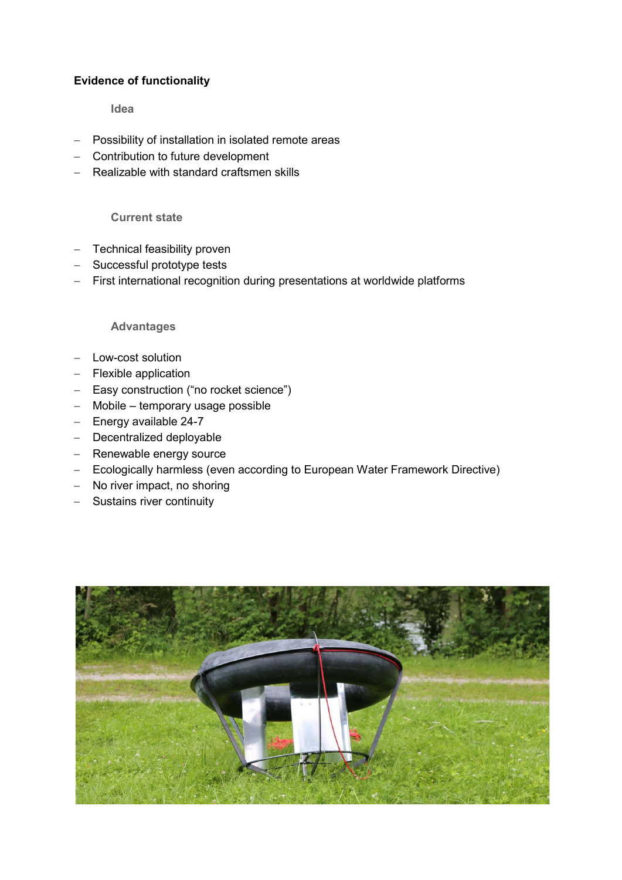## Evidence of functionality

### Idea

- Possibility of installation in isolated remote areas
- Contribution to future development
- Realizable with standard craftsmen skills

### Current state

- Technical feasibility proven
- Successful prototype tests
- First international recognition during presentations at worldwide platforms

### Advantages

- Low-cost solution
- Flexible application
- Easy construction (“no rocket science”)
- Mobile – temporary usage possible
- Energy available 24-7
- Decentralized deployable
- Renewable energy source
- Ecologically harmless (even according to European Water Framework Directive)
- No river impact, no shoring
- Sustains river continuity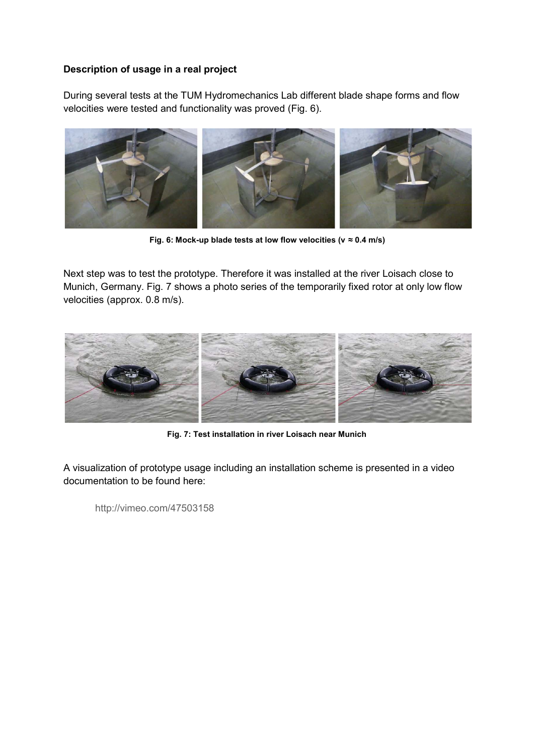**Description of usage in a real project**

During several tests at the TUM Hydromechanics Lab different blade shape forms and flow velocities were tested and functionality was proved (Fig. 6).

**Fig. 6: Mock-up blade tests at low flow velocities (v ≈ 0.4 m/s)**

Next step was to test the prototype. Therefore it was installed at the river Loisach close to Munich, Germany. Fig. 7 shows a photo series of the temporarily fixed rotor at only low flow velocities (approx. 0.8 m/s).

**Fig. 7: Test installation in river Loisach near Munich**

A visualization of prototype usage including an installation scheme is presented in a video documentation to be found here:

http://vimeo.com/47503158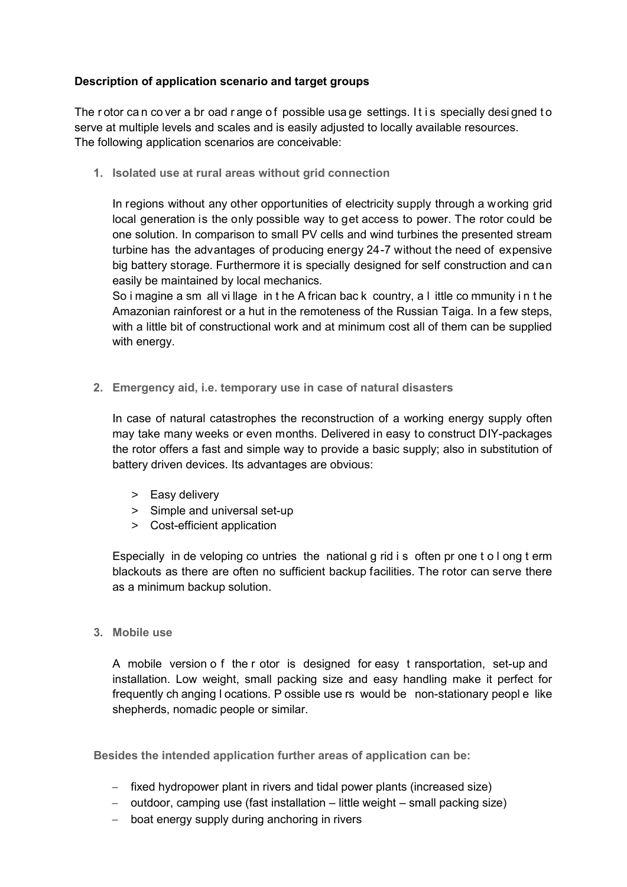**Description of application scenario and target groups**

The rotor can cover a broad range of possible usage settings. It is specially designed to serve at multiple levels and scales and is easily adjusted to locally available resources.
The following application scenarios are conceivable:

1. **Isolated use at rural areas without grid connection**

   In regions without any other opportunities of electricity supply through a working grid local generation is the only possible way to get access to power. The rotor could be one solution. In comparison to small PV cells and wind turbines the presented stream turbine has the advantages of producing energy 24-7 without the need of expensive big battery storage. Furthermore it is specially designed for self construction and can easily be maintained by local mechanics.
   So imagine a small village in the African back country, a little community in the Amazonian rainforest or a hut in the remoteness of the Russian Taiga. In a few steps, with a little bit of constructional work and at minimum cost all of them can be supplied with energy.

2. **Emergency aid, i.e. temporary use in case of natural disasters**

   In case of natural catastrophes the reconstruction of a working energy supply often may take many weeks or even months. Delivered in easy to construct DIY-packages the rotor offers a fast and simple way to provide a basic supply; also in substitution of battery driven devices. Its advantages are obvious:

   > Easy delivery
   > Simple and universal set-up
   > Cost-efficient application

   Especially in developing countries the national grid is often prone to long term blackouts as there are often no sufficient backup facilities. The rotor can serve there as a minimum backup solution.

3. **Mobile use**

   A mobile version of the rotor is designed for easy transportation, set-up and installation. Low weight, small packing size and easy handling make it perfect for frequently changing locations. Possible users would be non-stationary people like shepherds, nomadic people or similar.

**Besides the intended application further areas of application can be:**

- fixed hydropower plant in rivers and tidal power plants (increased size)
- outdoor, camping use (fast installation – little weight – small packing size)
- boat energy supply during anchoring in rivers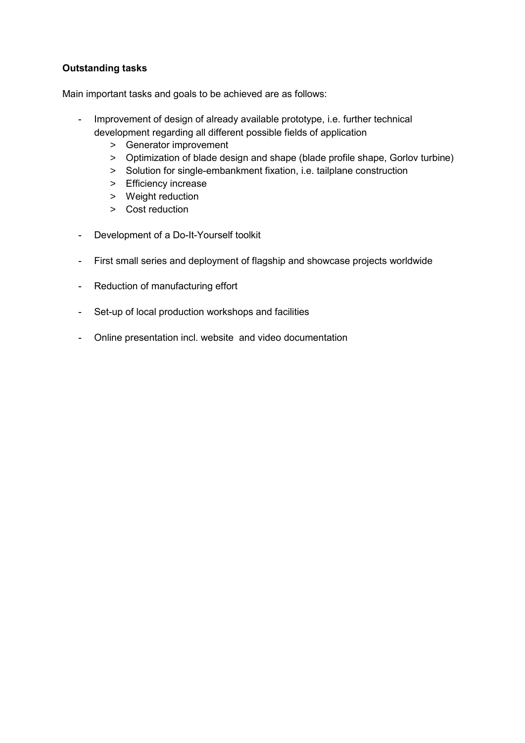**Outstanding tasks**

Main important tasks and goals to be achieved are as follows:

- Improvement of design of already available prototype, i.e. further technical development regarding all different possible fields of application
    - > Generator improvement
    - > Optimization of blade design and shape (blade profile shape, Gorlov turbine)
    - > Solution for single-embankment fixation, i.e. tailplane construction
    - > Efficiency increase
    - > Weight reduction
    - > Cost reduction

- Development of a Do-It-Yourself toolkit

- First small series and deployment of flagship and showcase projects worldwide

- Reduction of manufacturing effort

- Set-up of local production workshops and facilities

- Online presentation incl. website and video documentation